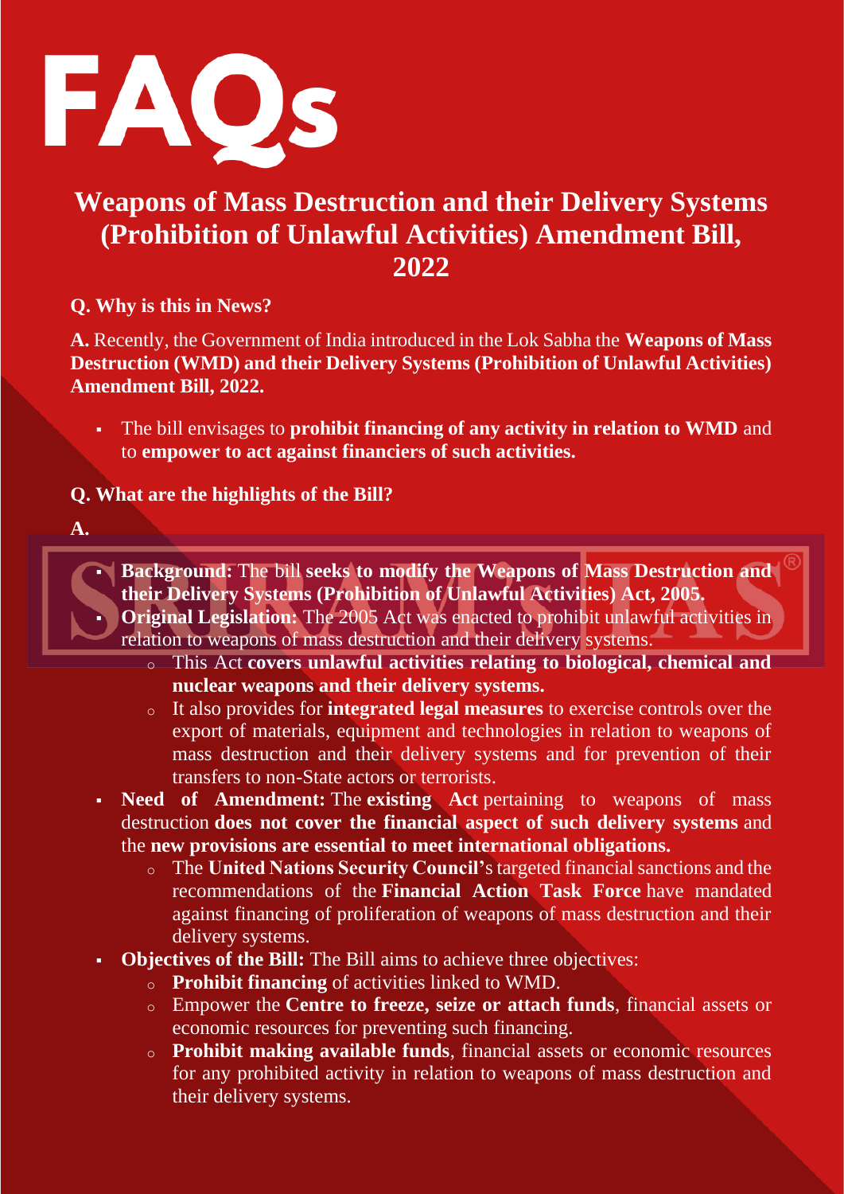# FAQs

## Weapons of Mass Destruction and their Delivery Systems (Prohibition of Unlawful Activities) Amendment Bill, 2022

**Q. Why is this in News?**

**A.** Recently, the Government of India introduced in the Lok Sabha the **Weapons of Mass Destruction (WMD) and their Delivery Systems (Prohibition of Unlawful Activities) Amendment Bill, 2022.**

- The bill envisages to **prohibit financing of any activity in relation to WMD** and to **empower to act against financiers of such activities.**

**Q. What are the highlights of the Bill?**

**A.**

- **Background:** The bill **seeks to modify the Weapons of Mass Destruction and their Delivery Systems (Prohibition of Unlawful Activities) Act, 2005.**
- **Original Legislation:** The 2005 Act was enacted to prohibit unlawful activities in relation to weapons of mass destruction and their delivery systems.
  - This Act **covers unlawful activities relating to biological, chemical and nuclear weapons and their delivery systems.**
  - It also provides for **integrated legal measures** to exercise controls over the export of materials, equipment and technologies in relation to weapons of mass destruction and their delivery systems and for prevention of their transfers to non-State actors or terrorists.
- **Need of Amendment:** The **existing Act** pertaining to weapons of mass destruction **does not cover the financial aspect of such delivery systems** and the **new provisions are essential to meet international obligations.**
  - The **United Nations Security Council's** targeted financial sanctions and the recommendations of the **Financial Action Task Force** have mandated against financing of proliferation of weapons of mass destruction and their delivery systems.
- **Objectives of the Bill:** The Bill aims to achieve three objectives:
  - **Prohibit financing** of activities linked to WMD.
  - Empower the **Centre to freeze, seize or attach funds**, financial assets or economic resources for preventing such financing.
  - **Prohibit making available funds**, financial assets or economic resources for any prohibited activity in relation to weapons of mass destruction and their delivery systems.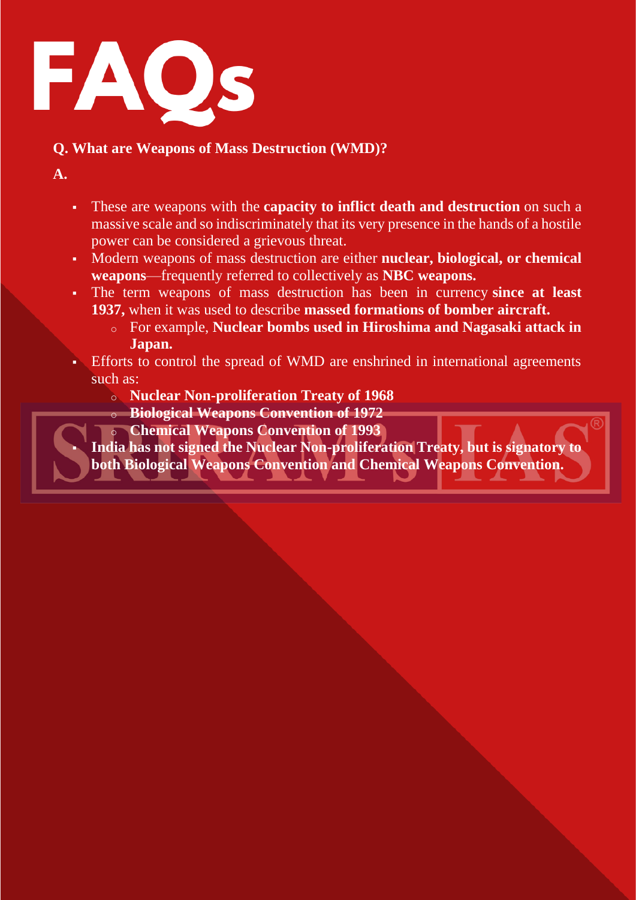# FAQs

**Q. What are Weapons of Mass Destruction (WMD)?**

**A.**

- These are weapons with the **capacity to inflict death and destruction** on such a massive scale and so indiscriminately that its very presence in the hands of a hostile power can be considered a grievous threat.
- Modern weapons of mass destruction are either **nuclear, biological, or chemical weapons**—frequently referred to collectively as **NBC weapons.**
- The term weapons of mass destruction has been in currency **since at least 1937,** when it was used to describe **massed formations of bomber aircraft.**
  - For example, **Nuclear bombs used in Hiroshima and Nagasaki attack in Japan.**
- Efforts to control the spread of WMD are enshrined in international agreements such as:
  - **Nuclear Non-proliferation Treaty of 1968**
  - **Biological Weapons Convention of 1972**
  - **Chemical Weapons Convention of 1993**
- **India has not signed the Nuclear Non-proliferation Treaty, but is signatory to both Biological Weapons Convention and Chemical Weapons Convention.**